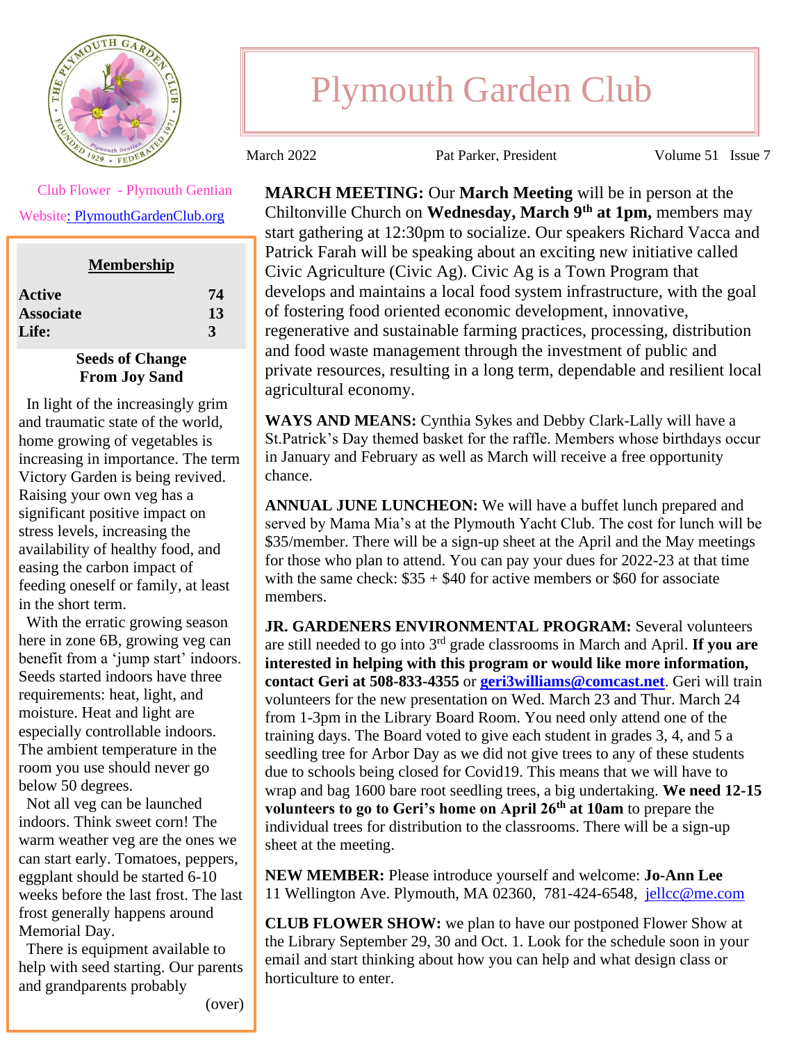# Plymouth Garden Club

March 2022 Pat Parker, President Volume 51 Issue 7

Club Flower - Plymouth Gentian

Website: PlymouthGardenClub.org

| **Membership** | |
|---|---|
| **Active** | **74** |
| **Associate** | **13** |
| **Life:** | **3** |

**Seeds of Change**
**From Joy Sand**

In light of the increasingly grim and traumatic state of the world, home growing of vegetables is increasing in importance. The term Victory Garden is being revived. Raising your own veg has a significant positive impact on stress levels, increasing the availability of healthy food, and easing the carbon impact of feeding oneself or family, at least in the short term.

With the erratic growing season here in zone 6B, growing veg can benefit from a 'jump start' indoors. Seeds started indoors have three requirements: heat, light, and moisture. Heat and light are especially controllable indoors. The ambient temperature in the room you use should never go below 50 degrees.

Not all veg can be launched indoors. Think sweet corn! The warm weather veg are the ones we can start early. Tomatoes, peppers, eggplant should be started 6-10 weeks before the last frost. The last frost generally happens around Memorial Day.

There is equipment available to help with seed starting. Our parents and grandparents probably

(over)

**MARCH MEETING:** Our **March Meeting** will be in person at the Chiltonville Church on **Wednesday, March 9th at 1pm,** members may start gathering at 12:30pm to socialize. Our speakers Richard Vacca and Patrick Farah will be speaking about an exciting new initiative called Civic Agriculture (Civic Ag). Civic Ag is a Town Program that develops and maintains a local food system infrastructure, with the goal of fostering food oriented economic development, innovative, regenerative and sustainable farming practices, processing, distribution and food waste management through the investment of public and private resources, resulting in a long term, dependable and resilient local agricultural economy.

**WAYS AND MEANS:** Cynthia Sykes and Debby Clark-Lally will have a St.Patrick's Day themed basket for the raffle. Members whose birthdays occur in January and February as well as March will receive a free opportunity chance.

**ANNUAL JUNE LUNCHEON:** We will have a buffet lunch prepared and served by Mama Mia's at the Plymouth Yacht Club. The cost for lunch will be $35/member. There will be a sign-up sheet at the April and the May meetings for those who plan to attend. You can pay your dues for 2022-23 at that time with the same check: $35 + $40 for active members or $60 for associate members.

**JR. GARDENERS ENVIRONMENTAL PROGRAM:** Several volunteers are still needed to go into 3rd grade classrooms in March and April. **If you are interested in helping with this program or would like more information, contact Geri at 508-833-4355** or **geri3williams@comcast.net**. Geri will train volunteers for the new presentation on Wed. March 23 and Thur. March 24 from 1-3pm in the Library Board Room. You need only attend one of the training days. The Board voted to give each student in grades 3, 4, and 5 a seedling tree for Arbor Day as we did not give trees to any of these students due to schools being closed for Covid19. This means that we will have to wrap and bag 1600 bare root seedling trees, a big undertaking. **We need 12-15 volunteers to go to Geri's home on April 26th at 10am** to prepare the individual trees for distribution to the classrooms. There will be a sign-up sheet at the meeting.

**NEW MEMBER:** Please introduce yourself and welcome: **Jo-Ann Lee**
11 Wellington Ave. Plymouth, MA 02360, 781-424-6548, jellcc@me.com

**CLUB FLOWER SHOW:** we plan to have our postponed Flower Show at the Library September 29, 30 and Oct. 1. Look for the schedule soon in your email and start thinking about how you can help and what design class or horticulture to enter.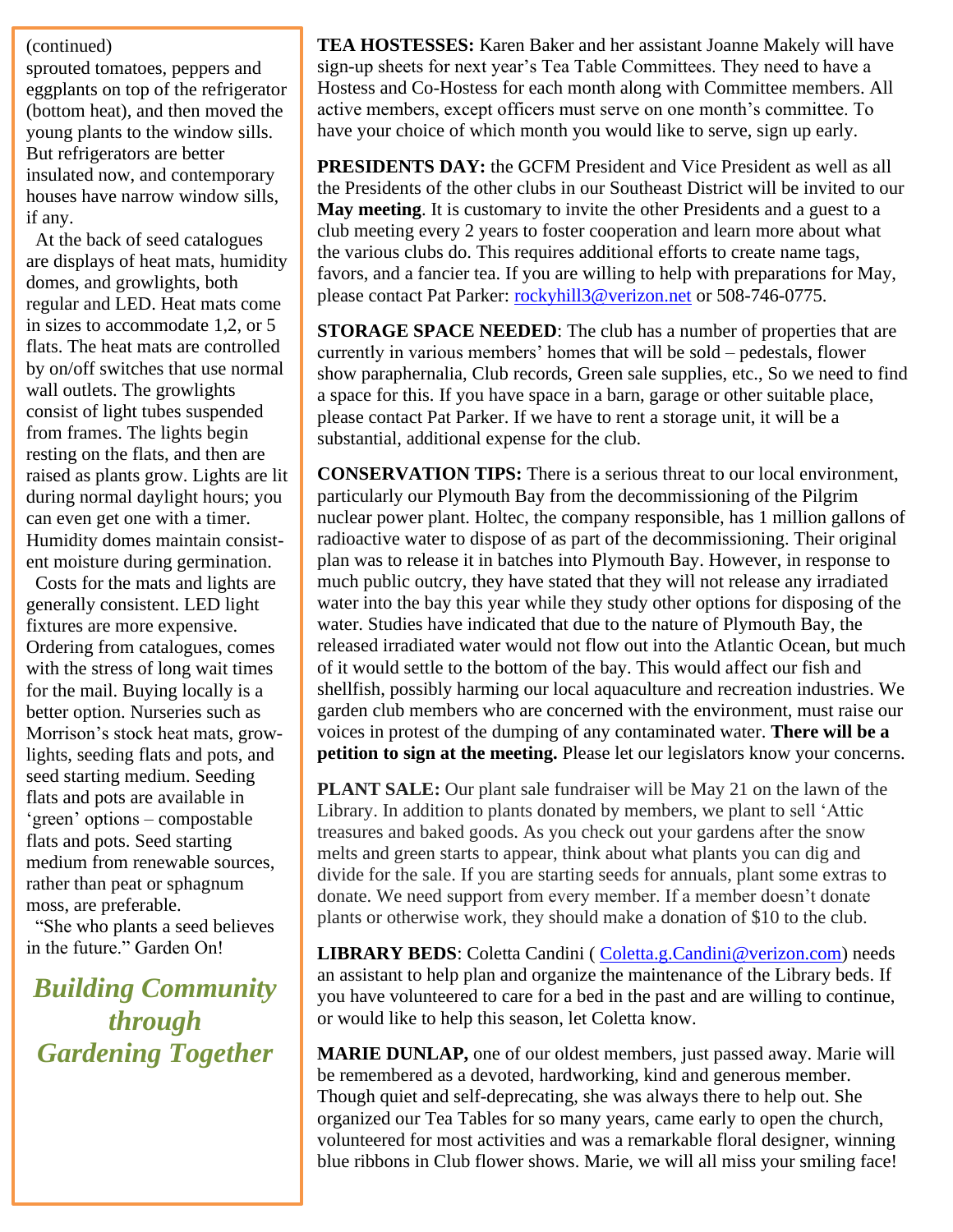(continued)

sprouted tomatoes, peppers and eggplants on top of the refrigerator (bottom heat), and then moved the young plants to the window sills. But refrigerators are better insulated now, and contemporary houses have narrow window sills, if any.

At the back of seed catalogues are displays of heat mats, humidity domes, and growlights, both regular and LED. Heat mats come in sizes to accommodate 1,2, or 5 flats. The heat mats are controlled by on/off switches that use normal wall outlets. The growlights consist of light tubes suspended from frames. The lights begin resting on the flats, and then are raised as plants grow. Lights are lit during normal daylight hours; you can even get one with a timer. Humidity domes maintain consistent moisture during germination.

Costs for the mats and lights are generally consistent. LED light fixtures are more expensive. Ordering from catalogues, comes with the stress of long wait times for the mail. Buying locally is a better option. Nurseries such as Morrison's stock heat mats, growlights, seeding flats and pots, and seed starting medium. Seeding flats and pots are available in 'green' options – compostable flats and pots. Seed starting medium from renewable sources, rather than peat or sphagnum moss, are preferable.

"She who plants a seed believes in the future." Garden On!

***Building Community through Gardening Together***

**TEA HOSTESSES:** Karen Baker and her assistant Joanne Makely will have sign-up sheets for next year's Tea Table Committees. They need to have a Hostess and Co-Hostess for each month along with Committee members. All active members, except officers must serve on one month's committee. To have your choice of which month you would like to serve, sign up early.

**PRESIDENTS DAY:** the GCFM President and Vice President as well as all the Presidents of the other clubs in our Southeast District will be invited to our **May meeting**. It is customary to invite the other Presidents and a guest to a club meeting every 2 years to foster cooperation and learn more about what the various clubs do. This requires additional efforts to create name tags, favors, and a fancier tea. If you are willing to help with preparations for May, please contact Pat Parker: rockyhill3@verizon.net or 508-746-0775.

**STORAGE SPACE NEEDED**: The club has a number of properties that are currently in various members' homes that will be sold – pedestals, flower show paraphernalia, Club records, Green sale supplies, etc., So we need to find a space for this. If you have space in a barn, garage or other suitable place, please contact Pat Parker. If we have to rent a storage unit, it will be a substantial, additional expense for the club.

**CONSERVATION TIPS:** There is a serious threat to our local environment, particularly our Plymouth Bay from the decommissioning of the Pilgrim nuclear power plant. Holtec, the company responsible, has 1 million gallons of radioactive water to dispose of as part of the decommissioning. Their original plan was to release it in batches into Plymouth Bay. However, in response to much public outcry, they have stated that they will not release any irradiated water into the bay this year while they study other options for disposing of the water. Studies have indicated that due to the nature of Plymouth Bay, the released irradiated water would not flow out into the Atlantic Ocean, but much of it would settle to the bottom of the bay. This would affect our fish and shellfish, possibly harming our local aquaculture and recreation industries. We garden club members who are concerned with the environment, must raise our voices in protest of the dumping of any contaminated water. **There will be a petition to sign at the meeting.** Please let our legislators know your concerns.

**PLANT SALE:** Our plant sale fundraiser will be May 21 on the lawn of the Library. In addition to plants donated by members, we plant to sell 'Attic treasures and baked goods. As you check out your gardens after the snow melts and green starts to appear, think about what plants you can dig and divide for the sale. If you are starting seeds for annuals, plant some extras to donate. We need support from every member. If a member doesn't donate plants or otherwise work, they should make a donation of $10 to the club.

**LIBRARY BEDS**: Coletta Candini ( Coletta.g.Candini@verizon.com) needs an assistant to help plan and organize the maintenance of the Library beds. If you have volunteered to care for a bed in the past and are willing to continue, or would like to help this season, let Coletta know.

**MARIE DUNLAP,** one of our oldest members, just passed away. Marie will be remembered as a devoted, hardworking, kind and generous member. Though quiet and self-deprecating, she was always there to help out. She organized our Tea Tables for so many years, came early to open the church, volunteered for most activities and was a remarkable floral designer, winning blue ribbons in Club flower shows. Marie, we will all miss your smiling face!